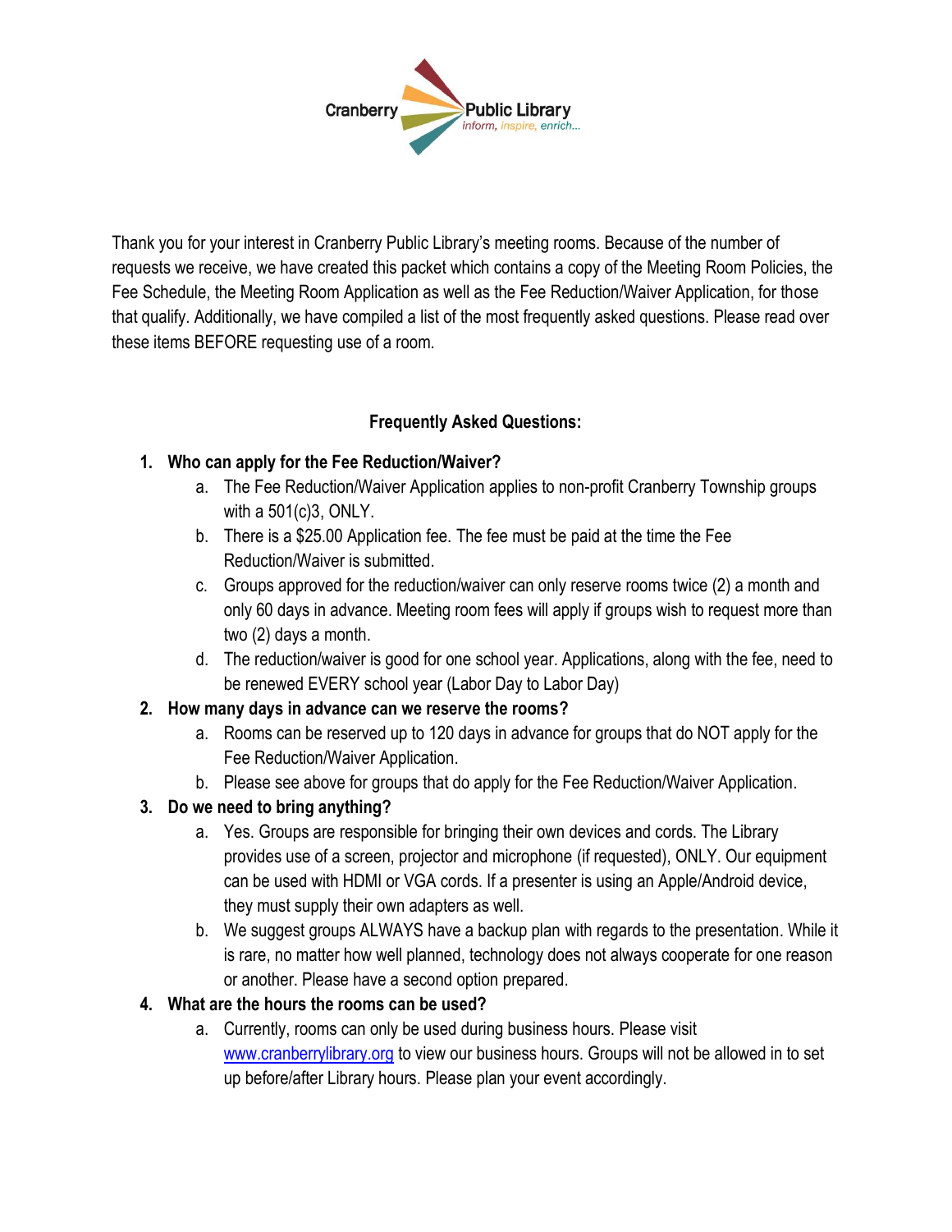Cranberry Public Library

*inform, inspire, enrich...*

Thank you for your interest in Cranberry Public Library's meeting rooms. Because of the number of requests we receive, we have created this packet which contains a copy of the Meeting Room Policies, the Fee Schedule, the Meeting Room Application as well as the Fee Reduction/Waiver Application, for those that qualify. Additionally, we have compiled a list of the most frequently asked questions. Please read over these items BEFORE requesting use of a room.

**Frequently Asked Questions:**

1. **Who can apply for the Fee Reduction/Waiver?**
   a. The Fee Reduction/Waiver Application applies to non-profit Cranberry Township groups with a 501(c)3, ONLY.
   b. There is a $25.00 Application fee. The fee must be paid at the time the Fee Reduction/Waiver is submitted.
   c. Groups approved for the reduction/waiver can only reserve rooms twice (2) a month and only 60 days in advance. Meeting room fees will apply if groups wish to request more than two (2) days a month.
   d. The reduction/waiver is good for one school year. Applications, along with the fee, need to be renewed EVERY school year (Labor Day to Labor Day)
2. **How many days in advance can we reserve the rooms?**
   a. Rooms can be reserved up to 120 days in advance for groups that do NOT apply for the Fee Reduction/Waiver Application.
   b. Please see above for groups that do apply for the Fee Reduction/Waiver Application.
3. **Do we need to bring anything?**
   a. Yes. Groups are responsible for bringing their own devices and cords. The Library provides use of a screen, projector and microphone (if requested), ONLY. Our equipment can be used with HDMI or VGA cords. If a presenter is using an Apple/Android device, they must supply their own adapters as well.
   b. We suggest groups ALWAYS have a backup plan with regards to the presentation. While it is rare, no matter how well planned, technology does not always cooperate for one reason or another. Please have a second option prepared.
4. **What are the hours the rooms can be used?**
   a. Currently, rooms can only be used during business hours. Please visit [www.cranberrylibrary.org](http://www.cranberrylibrary.org) to view our business hours. Groups will not be allowed in to set up before/after Library hours. Please plan your event accordingly.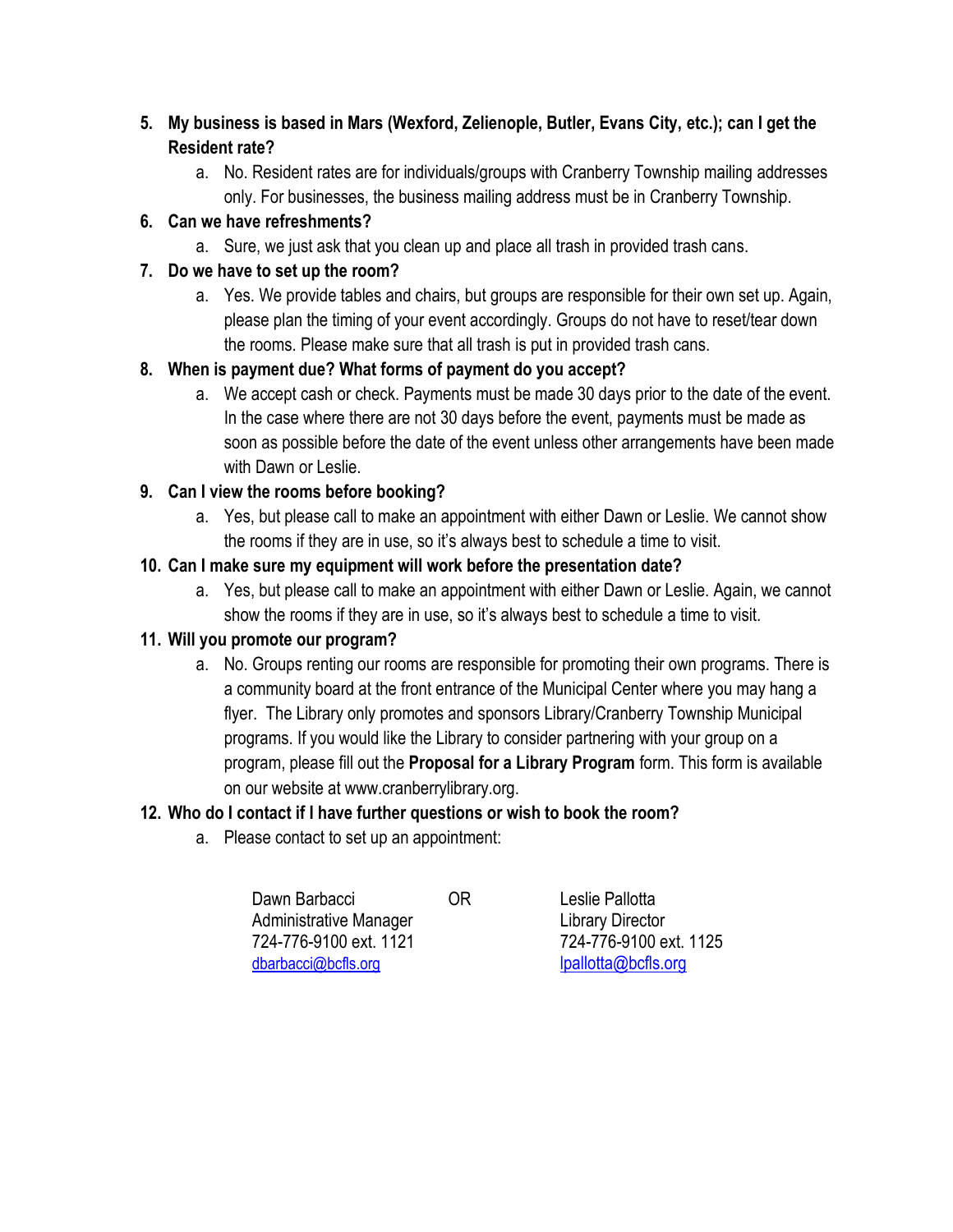5. **My business is based in Mars (Wexford, Zelienople, Butler, Evans City, etc.); can I get the Resident rate?**
    a. No. Resident rates are for individuals/groups with Cranberry Township mailing addresses only. For businesses, the business mailing address must be in Cranberry Township.
6. **Can we have refreshments?**
    a. Sure, we just ask that you clean up and place all trash in provided trash cans.
7. **Do we have to set up the room?**
    a. Yes. We provide tables and chairs, but groups are responsible for their own set up. Again, please plan the timing of your event accordingly. Groups do not have to reset/tear down the rooms. Please make sure that all trash is put in provided trash cans.
8. **When is payment due? What forms of payment do you accept?**
    a. We accept cash or check. Payments must be made 30 days prior to the date of the event. In the case where there are not 30 days before the event, payments must be made as soon as possible before the date of the event unless other arrangements have been made with Dawn or Leslie.
9. **Can I view the rooms before booking?**
    a. Yes, but please call to make an appointment with either Dawn or Leslie. We cannot show the rooms if they are in use, so it's always best to schedule a time to visit.
10. **Can I make sure my equipment will work before the presentation date?**
    a. Yes, but please call to make an appointment with either Dawn or Leslie. Again, we cannot show the rooms if they are in use, so it's always best to schedule a time to visit.
11. **Will you promote our program?**
    a. No. Groups renting our rooms are responsible for promoting their own programs. There is a community board at the front entrance of the Municipal Center where you may hang a flyer. The Library only promotes and sponsors Library/Cranberry Township Municipal programs. If you would like the Library to consider partnering with your group on a program, please fill out the **Proposal for a Library Program** form. This form is available on our website at www.cranberrylibrary.org.
12. **Who do I contact if I have further questions or wish to book the room?**
    a. Please contact to set up an appointment:

| | | |
|---|---|---|
| Dawn Barbacci<br>Administrative Manager<br>724-776-9100 ext. 1121<br>dbarbacci@bcfls.org | OR | Leslie Pallotta<br>Library Director<br>724-776-9100 ext. 1125<br>lpallotta@bcfls.org |